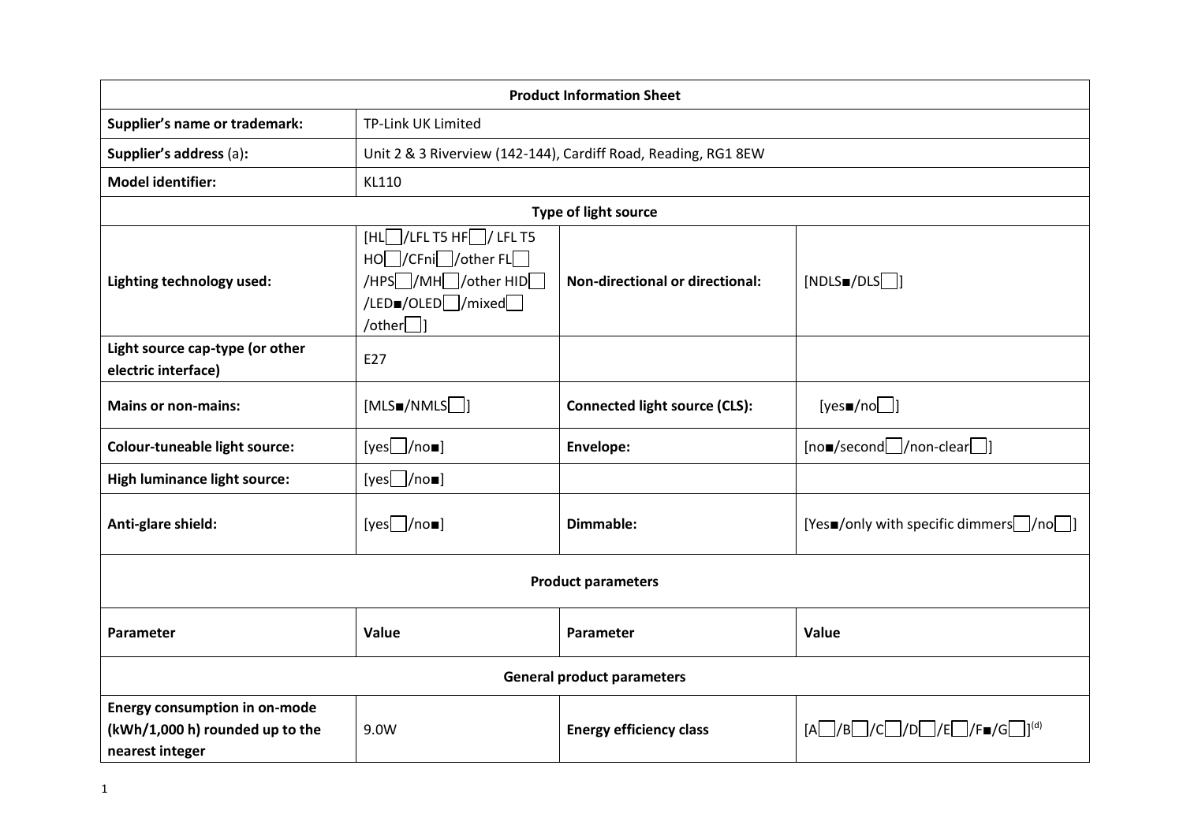| Product Information Sheet | | | |
|---|---|---|---|
| **Supplier's name or trademark:** | TP-Link UK Limited | | |
| **Supplier's address** (a)**:** | Unit 2 & 3 Riverview (142-144), Cardiff Road, Reading, RG1 8EW | | |
| **Model identifier:** | KL110 | | |
| **Type of light source** | | | |
| **Lighting technology used:** | [HL☐/LFL T5 HF☐/ LFL T5 HO☐/CFni☐/other FL☐ /HPS☐/MH☐/other HID☐ /LED■/OLED☐/mixed☐ /other☐] | **Non-directional or directional:** | [NDLS■/DLS☐] |
| **Light source cap-type (or other electric interface)** | E27 | | |
| **Mains or non-mains:** | [MLS■/NMLS☐] | **Connected light source (CLS):** | [yes■/no☐] |
| **Colour-tuneable light source:** | [yes☐/no■] | **Envelope:** | [no■/second☐/non-clear☐] |
| **High luminance light source:** | [yes☐/no■] | | |
| **Anti-glare shield:** | [yes☐/no■] | **Dimmable:** | [Yes■/only with specific dimmers☐/no☐] |
| **Product parameters** | | | |
| **Parameter** | **Value** | **Parameter** | **Value** |
| **General product parameters** | | | |
| **Energy consumption in on-mode (kWh/1,000 h) rounded up to the nearest integer** | 9.0W | **Energy efficiency class** | [A☐/B☐/C☐/D☐/E☐/F■/G☐][(d)] |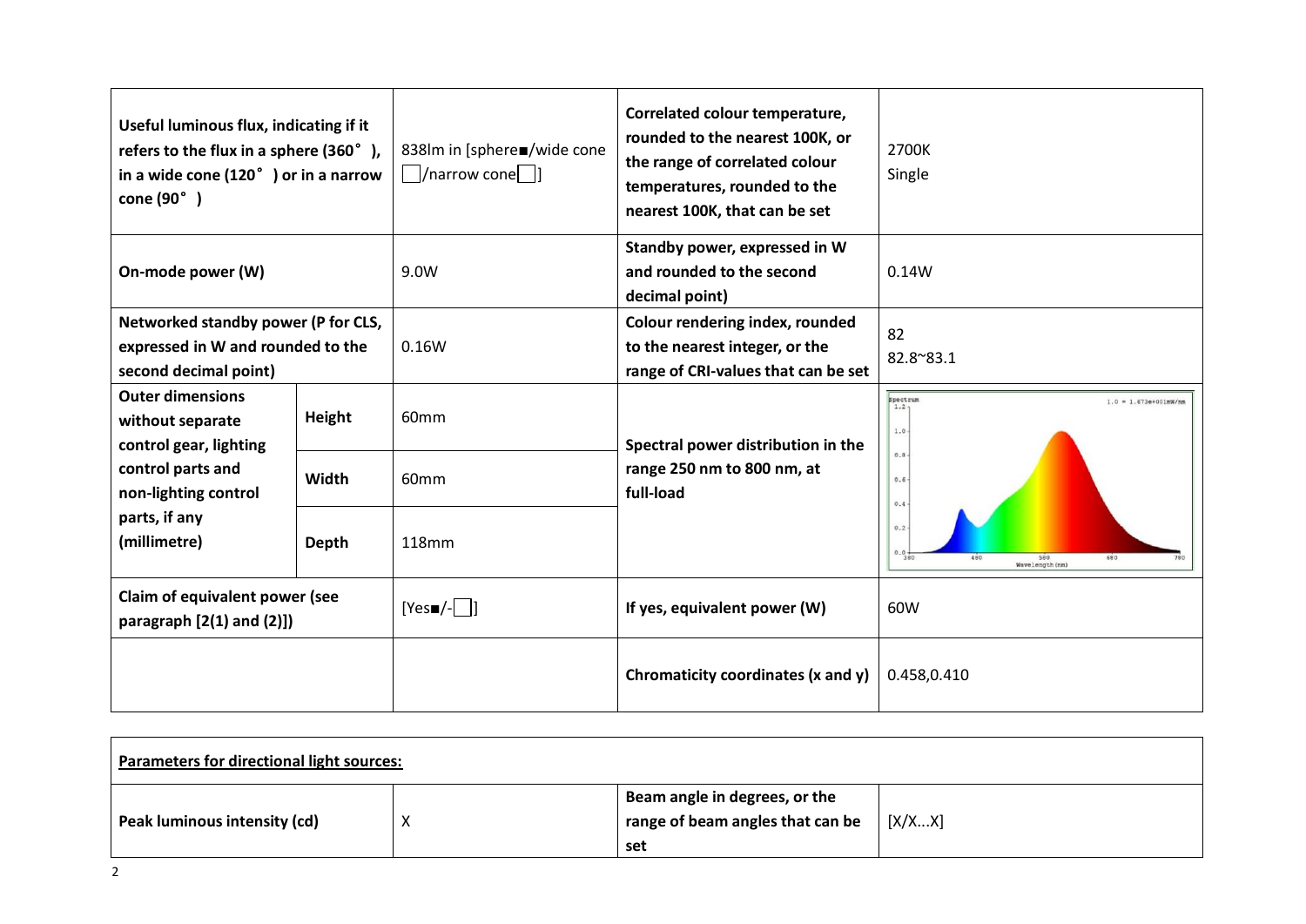| Useful luminous flux, indicating if it refers to the flux in a sphere (360°), in a wide cone (120°) or in a narrow cone (90°) | | 838lm in [sphere■/wide cone □/narrow cone□] | Correlated colour temperature, rounded to the nearest 100K, or the range of correlated colour temperatures, rounded to the nearest 100K, that can be set | 2700K<br>Single |
|---|---|---|---|---|
| **On-mode power (W)** | | 9.0W | **Standby power, expressed in W and rounded to the second decimal point)** | 0.14W |
| **Networked standby power (P for CLS, expressed in W and rounded to the second decimal point)** | | 0.16W | **Colour rendering index, rounded to the nearest integer, or the range of CRI-values that can be set** | 82<br>82.8~83.1 |
| **Outer dimensions without separate control gear, lighting control parts and non-lighting control parts, if any (millimetre)** | **Height** | 60mm | **Spectral power distribution in the range 250 nm to 800 nm, at full-load** | |
| | **Width** | 60mm | | |
| | **Depth** | 118mm | | |
| **Claim of equivalent power (see paragraph [2(1) and (2)])** | | [Yes■/-□] | **If yes, equivalent power (W)** | 60W |
| | | | **Chromaticity coordinates (x and y)** | 0.458,0.410 |

| **Parameters for directional light sources:** | | | |
|---|---|---|---|
| **Peak luminous intensity (cd)** | X | **Beam angle in degrees, or the range of beam angles that can be set** | [X/X...X] |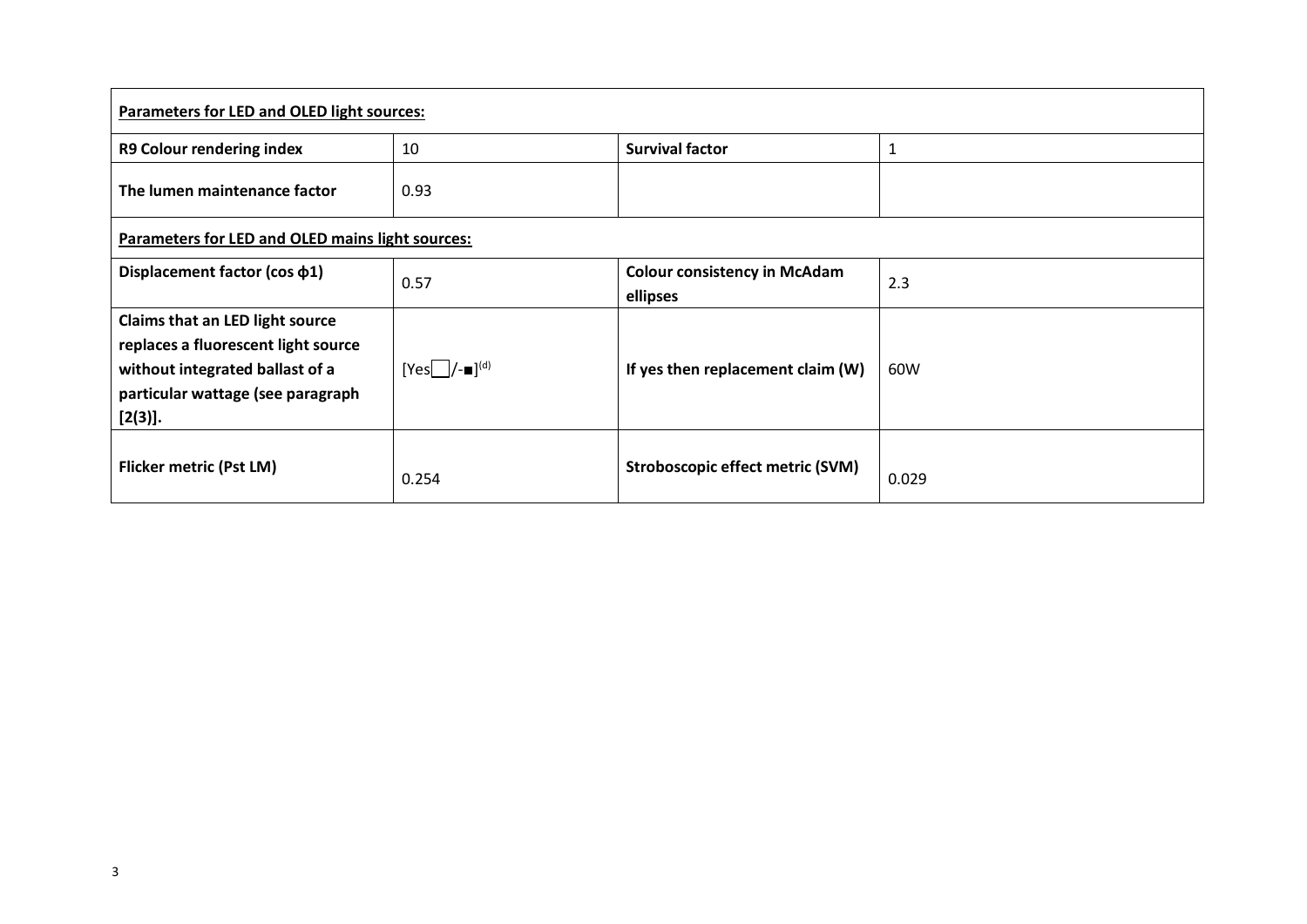| | | | |
|---|---|---|---|
| **Parameters for LED and OLED light sources:** | | | |
| **R9 Colour rendering index** | 10 | **Survival factor** | 1 |
| **The lumen maintenance factor** | 0.93 | | |
| **Parameters for LED and OLED mains light sources:** | | | |
| **Displacement factor (cos ϕ1)** | 0.57 | **Colour consistency in McAdam ellipses** | 2.3 |
| **Claims that an LED light source replaces a fluorescent light source without integrated ballast of a particular wattage (see paragraph [2(3)].** | [Yes☐/-■][(d)] | **If yes then replacement claim (W)** | 60W |
| **Flicker metric (Pst LM)** | 0.254 | **Stroboscopic effect metric (SVM)** | 0.029 |